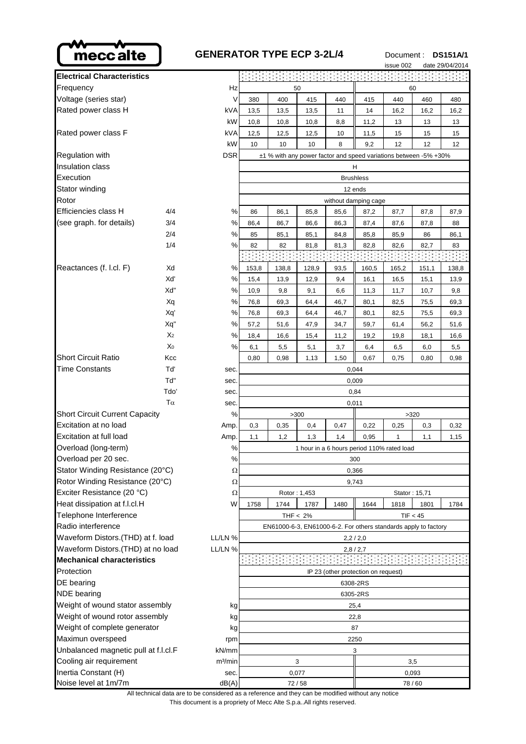**mecc alte**

# GENERATOR TYPE ECP 3-2L/4

Document : **DS151A/1**
issue 002 date 29/04/2014

| Electrical Characteristics | | | | | | | | | | |
|---|---|---|---|---|---|---|---|---|---|---|
| Frequency | | Hz | 50 | | | | 60 | | | |
| Voltage (series star) | | V | 380 | 400 | 415 | 440 | 415 | 440 | 460 | 480 |
| Rated power class H | | kVA | 13,5 | 13,5 | 13,5 | 11 | 14 | 16,2 | 16,2 | 16,2 |
| | | kW | 10,8 | 10,8 | 10,8 | 8,8 | 11,2 | 13 | 13 | 13 |
| Rated power class F | | kVA | 12,5 | 12,5 | 12,5 | 10 | 11,5 | 15 | 15 | 15 |
| | | kW | 10 | 10 | 10 | 8 | 9,2 | 12 | 12 | 12 |
| Regulation with | | DSR | ±1 % with any power factor and speed variations between -5% +30% | | | | | | | |
| Insulation class | | | H | | | | | | | |
| Execution | | | Brushless | | | | | | | |
| Stator winding | | | 12 ends | | | | | | | |
| Rotor | | | without damping cage | | | | | | | |
| Efficiencies class H | 4/4 | % | 86 | 86,1 | 85,8 | 85,6 | 87,2 | 87,7 | 87,8 | 87,9 |
| (see graph. for details) | 3/4 | % | 86,4 | 86,7 | 86,6 | 86,3 | 87,4 | 87,6 | 87,8 | 88 |
| | 2/4 | % | 85 | 85,1 | 85,1 | 84,8 | 85,8 | 85,9 | 86 | 86,1 |
| | 1/4 | % | 82 | 82 | 81,8 | 81,3 | 82,8 | 82,6 | 82,7 | 83 |
| Reactances (f. l.cl. F) | Xd | % | 153,8 | 138,8 | 128,9 | 93,5 | 160,5 | 165,2 | 151,1 | 138,8 |
| | Xd' | % | 15,4 | 13,9 | 12,9 | 9,4 | 16,1 | 16,5 | 15,1 | 13,9 |
| | Xd" | % | 10,9 | 9,8 | 9,1 | 6,6 | 11,3 | 11,7 | 10,7 | 9,8 |
| | Xq | % | 76,8 | 69,3 | 64,4 | 46,7 | 80,1 | 82,5 | 75,5 | 69,3 |
| | Xq' | % | 76,8 | 69,3 | 64,4 | 46,7 | 80,1 | 82,5 | 75,5 | 69,3 |
| | Xq" | % | 57,2 | 51,6 | 47,9 | 34,7 | 59,7 | 61,4 | 56,2 | 51,6 |
| | $X_2$ | % | 18,4 | 16,6 | 15,4 | 11,2 | 19,2 | 19,8 | 18,1 | 16,6 |
| | $X_0$ | % | 6,1 | 5,5 | 5,1 | 3,7 | 6,4 | 6,5 | 6,0 | 5,5 |
| Short Circuit Ratio | Kcc | | 0,80 | 0,98 | 1,13 | 1,50 | 0,67 | 0,75 | 0,80 | 0,98 |
| Time Constants | Td' | sec. | 0,044 | | | | | | | |
| | Td" | sec. | 0,009 | | | | | | | |
| | Tdo' | sec. | 0,84 | | | | | | | |
| | Tα | sec. | 0,011 | | | | | | | |
| Short Circuit Current Capacity | | % | >300 | | | | >320 | | | |
| Excitation at no load | | Amp. | 0,3 | 0,35 | 0,4 | 0,47 | 0,22 | 0,25 | 0,3 | 0,32 |
| Excitation at full load | | Amp. | 1,1 | 1,2 | 1,3 | 1,4 | 0,95 | 1 | 1,1 | 1,15 |
| Overload (long-term) | | % | 1 hour in a 6 hours period 110% rated load | | | | | | | |
| Overload per 20 sec. | | % | 300 | | | | | | | |
| Stator Winding Resistance (20°C) | | Ω | 0,366 | | | | | | | |
| Rotor Winding Resistance (20°C) | | Ω | 9,743 | | | | | | | |
| Exciter Resistance (20 °C) | | Ω | Rotor : 1,453 | | | | Stator : 15,71 | | | |
| Heat dissipation at f.l.cl.H | | W | 1758 | 1744 | 1787 | 1480 | 1644 | 1818 | 1801 | 1784 |
| Telephone Interference | | | THF < 2% | | | | TIF < 45 | | | |
| Radio interference | | | EN61000-6-3, EN61000-6-2. For others standards apply to factory | | | | | | | |
| Waveform Distors.(THD) at f. load | | LL/LN % | 2,2 / 2,0 | | | | | | | |
| Waveform Distors.(THD) at no load | | LL/LN % | 2,8 / 2,7 | | | | | | | |
| **Mechanical characteristics** | | | | | | | | | | |
| Protection | | | IP 23 (other protection on request) | | | | | | | |
| DE bearing | | | 6308-2RS | | | | | | | |
| NDE bearing | | | 6305-2RS | | | | | | | |
| Weight of wound stator assembly | | kg | 25,4 | | | | | | | |
| Weight of wound rotor assembly | | kg | 22,8 | | | | | | | |
| Weight of complete generator | | kg | 87 | | | | | | | |
| Maximun overspeed | | rpm | 2250 | | | | | | | |
| Unbalanced magnetic pull at f.l.cl.F | | kN/mm | 3 | | | | | | | |
| Cooling air requirement | | m³/min | 3 | | | | 3,5 | | | |
| Inertia Constant (H) | | sec. | 0,077 | | | | 0,093 | | | |
| Noise level at 1m/7m | | dB(A) | 72 / 58 | | | | 78 / 60 | | | |

All technical data are to be considered as a reference and they can be modified without any notice

This document is a propriety of Mecc Alte S.p.a..All rights reserved.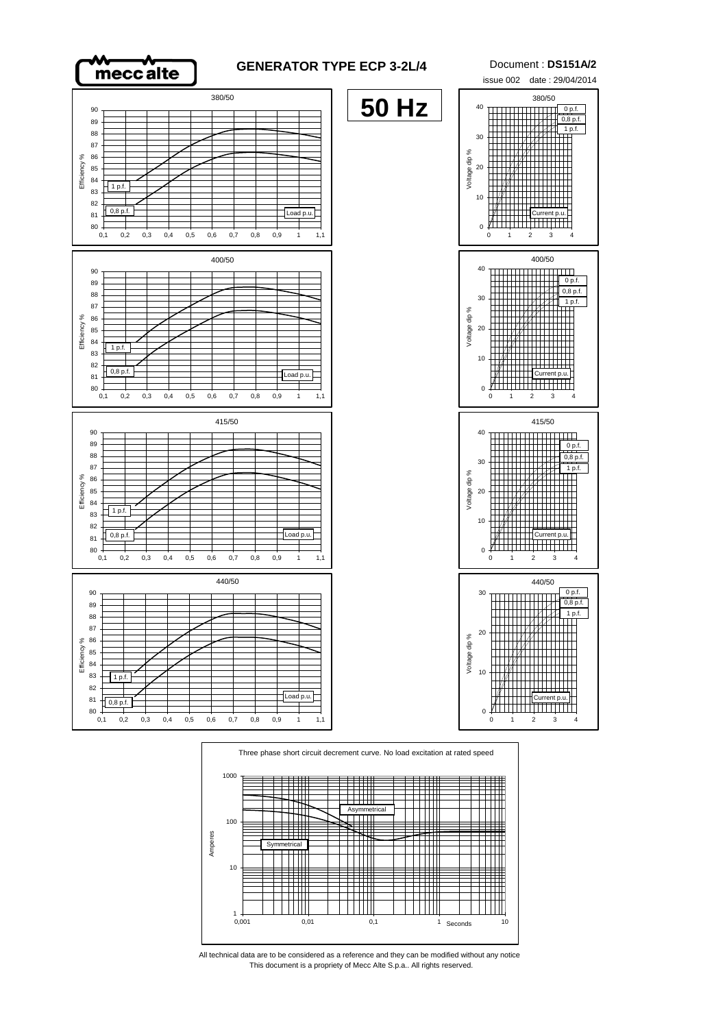meccalte

# GENERATOR TYPE ECP 3-2L/4

Document : **DS151A/2**

issue 002 date : 29/04/2014

## 50 Hz

### 380/50

Efficiency % — curves: 1 p.f., 0,8 p.f. — Load p.u.

Voltage dip % — curves: 0 p.f., 0,8 p.f., 1 p.f. — Current p.u.

### 400/50

Efficiency % — curves: 1 p.f., 0,8 p.f. — Load p.u.

Voltage dip % — curves: 0 p.f., 0,8 p.f., 1 p.f. — Current p.u.

### 415/50

Efficiency % — curves: 1 p.f., 0,8 p.f. — Load p.u.

Voltage dip % — curves: 0 p.f., 0,8 p.f., 1 p.f. — Current p.u.

### 440/50

Efficiency % — curves: 1 p.f., 0,8 p.f. — Load p.u.

Voltage dip % — curves: 0 p.f., 0,8 p.f., 1 p.f. — Current p.u.

### Three phase short circuit decrement curve. No load excitation at rated speed

Amperes — Seconds — curves: Asymmetrical, Symmetrical

All technical data are to be considered as a reference and they can be modified without any notice

This document is a propriety of Mecc Alte S.p.a.. All rights reserved.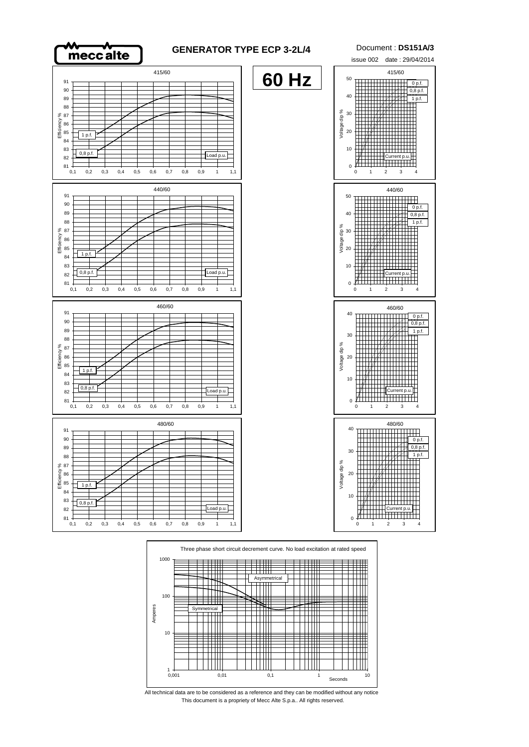# GENERATOR TYPE ECP 3-2L/4

Document : **DS151A/3**

issue 002 date : 29/04/2014

## 60 Hz

415/60

Efficiency %

1 p.f.

0,8 p.f.

Load p.u.

415/60

Voltage dip %

0 p.f.

0,8 p.f.

1 p.f.

Current p.u.

440/60

Efficiency %

1 p.f.

0,8 p.f.

Load p.u.

440/60

Voltage dip %

0 p.f.

0,8 p.f.

1 p.f.

Current p.u.

460/60

Efficiency %

1 p.f.

0,8 p.f.

Load p.u.

460/60

Voltage dip %

0 p.f.

0,8 p.f.

1 p.f.

Current p.u.

480/60

Efficiency %

1 p.f.

0,8 p.f.

Load p.u.

480/60

Voltage dip %

0 p.f.

0,8 p.f.

1 p.f.

Current p.u.

Three phase short circuit decrement curve. No load excitation at rated speed

Amperes

Asymmetrical

Symmetrical

Seconds

All technical data are to be considered as a reference and they can be modified without any notice

This document is a propriety of Mecc Alte S.p.a.. All rights reserved.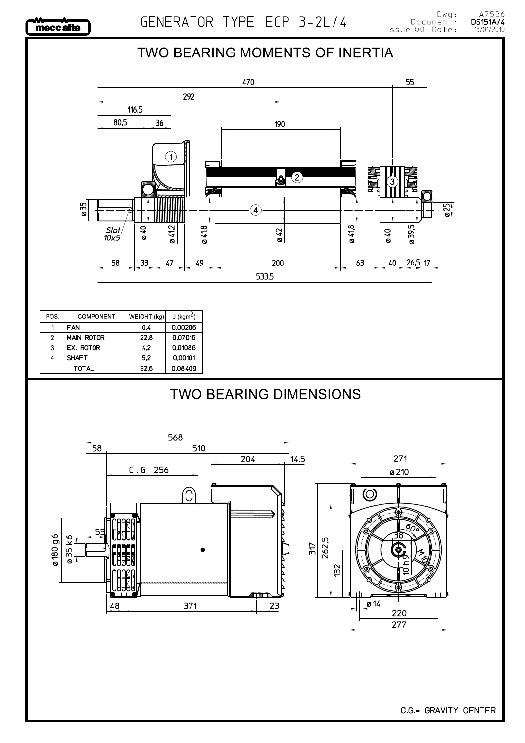# GENERATOR TYPE ECP 3-2L/4

Dwg: A7536
Document: DS151A/4
Issue 00 Date: 18/01/2010

## TWO BEARING MOMENTS OF INERTIA

| POS. | COMPONENT | WEIGHT (kg) | J ($kgm^2$) |
|---|---|---|---|
| 1 | FAN | 0,4 | 0,00206 |
| 2 | MAIN ROTOR | 22,8 | 0,07016 |
| 3 | EX. ROTOR | 4,2 | 0,01086 |
| 4 | SHAFT | 5,2 | 0,00101 |
| TOTAL | | 32,6 | 0,08409 |

## TWO BEARING DIMENSIONS

C.G.= GRAVITY CENTER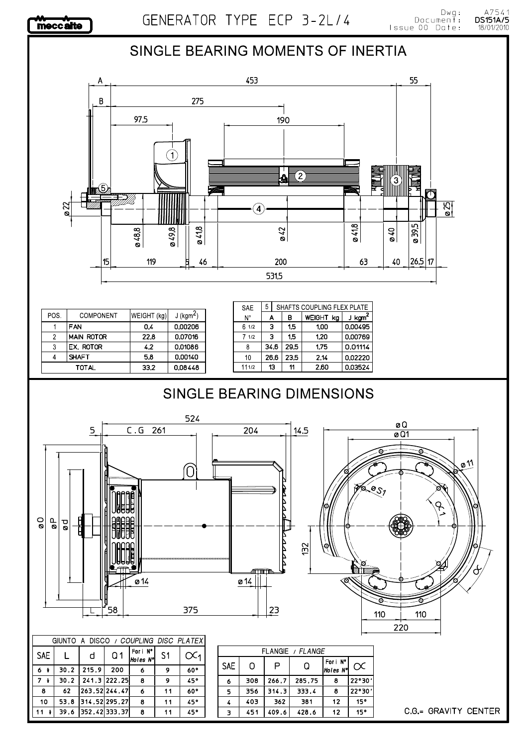# GENERATOR TYPE ECP 3-2L/4

Dwg: A7541
Document: DS151A/5
Issue 00 Date: 18/01/2010

## SINGLE BEARING MOMENTS OF INERTIA

A B 453 55 275 97,5 190

1 2 3 4 5

ø22 ø48,8 ø49,8 ø41,8 ø42 ø41,8 ø40 ø39,5 ø25

15 119 5 46 200 63 40 26,5 17

531,5

| POS. | COMPONENT | WEIGHT (kg) | J ($kgm^2$) |
|---|---|---|---|
| 1 | FAN | 0,4 | 0,00206 |
| 2 | MAIN ROTOR | 22,8 | 0,07016 |
| 3 | EX. ROTOR | 4,2 | 0,01086 |
| 4 | SHAFT | 5,8 | 0,00140 |
| | TOTAL | 33,2 | 0,08448 |

| SAE N° | 5 SHAFTS COUPLING FLEX PLATE | | | |
|---|---|---|---|---|
| | A | B | WEIGHT kg | J $kgm^2$ |
| 6 1/2 | 3 | 1,5 | 1,00 | 0,00495 |
| 7 1/2 | 3 | 1,5 | 1,20 | 0,00769 |
| 8 | 34,6 | 29,5 | 1,75 | 0,01114 |
| 10 | 26,6 | 23,5 | 2,14 | 0,02220 |
| 11 1/2 | 13 | 11 | 2,60 | 0,03524 |

## SINGLE BEARING DIMENSIONS

524
5 C.G 261 204 14.5

øO øP ød

ø14 ø14 132

L 58 375 23

øQ øQ1 ø11 øS1 $\alpha_1$ $\alpha$

110 110 220

| GIUNTO A DISCO / *COUPLING DISC PLATEX* | | | | | | |
|---|---|---|---|---|---|---|
| SAE | L | d | Q1 | Fori N° *Holes N°* | S1 | $\alpha_1$ |
| 6 ½ | 30,2 | 215,9 | 200 | 6 | 9 | 60° |
| 7 ½ | 30,2 | 241,3 | 222,25 | 8 | 9 | 45° |
| 8 | 62 | 263,52 | 244,47 | 6 | 11 | 60° |
| 10 | 53,8 | 314,52 | 295,27 | 8 | 11 | 45° |
| 11 ½ | 39,6 | 352,42 | 333,37 | 8 | 11 | 45° |

| FLANGIE / *FLANGE* | | | | | |
|---|---|---|---|---|---|
| SAE | O | P | Q | Fori N° *Holes N°* | $\alpha$ |
| 6 | 308 | 266,7 | 285,75 | 8 | 22°30' |
| 5 | 356 | 314,3 | 333,4 | 8 | 22°30' |
| 4 | 403 | 362 | 381 | 12 | 15° |
| 3 | 451 | 409,6 | 428,6 | 12 | 15° |

C.G.= GRAVITY CENTER